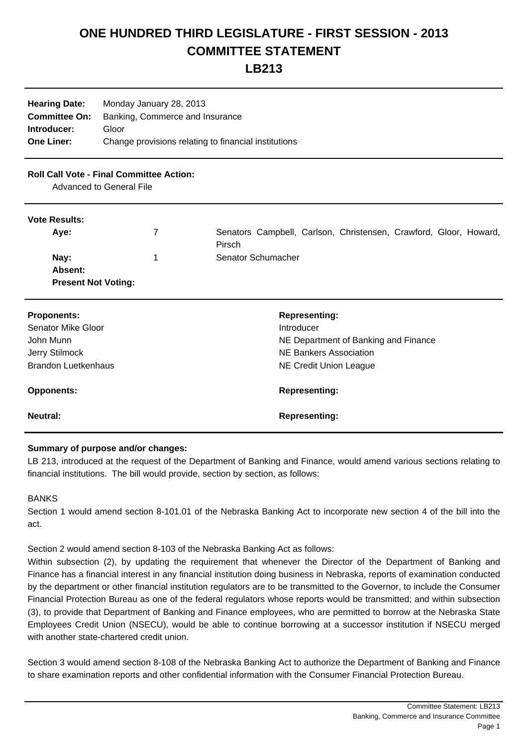# ONE HUNDRED THIRD LEGISLATURE - FIRST SESSION - 2013
# COMMITTEE STATEMENT
# LB213

| | |
|---|---|
| **Hearing Date:** | Monday January 28, 2013 |
| **Committee On:** | Banking, Commerce and Insurance |
| **Introducer:** | Gloor |
| **One Liner:** | Change provisions relating to financial institutions |

**Roll Call Vote - Final Committee Action:**

Advanced to General File

**Vote Results:**

| | | |
|---|---|---|
| **Aye:** | 7 | Senators Campbell, Carlson, Christensen, Crawford, Gloor, Howard, Pirsch |
| **Nay:** | 1 | Senator Schumacher |
| **Absent:** | | |
| **Present Not Voting:** | | |

| **Proponents:** | **Representing:** |
|---|---|
| Senator Mike Gloor | Introducer |
| John Munn | NE Department of Banking and Finance |
| Jerry Stilmock | NE Bankers Association |
| Brandon Luetkenhaus | NE Credit Union League |

| **Opponents:** | **Representing:** |
|---|---|

| **Neutral:** | **Representing:** |
|---|---|

**Summary of purpose and/or changes:**

LB 213, introduced at the request of the Department of Banking and Finance, would amend various sections relating to financial institutions. The bill would provide, section by section, as follows:

BANKS

Section 1 would amend section 8-101.01 of the Nebraska Banking Act to incorporate new section 4 of the bill into the act.

Section 2 would amend section 8-103 of the Nebraska Banking Act as follows:
Within subsection (2), by updating the requirement that whenever the Director of the Department of Banking and Finance has a financial interest in any financial institution doing business in Nebraska, reports of examination conducted by the department or other financial institution regulators are to be transmitted to the Governor, to include the Consumer Financial Protection Bureau as one of the federal regulators whose reports would be transmitted; and within subsection (3), to provide that Department of Banking and Finance employees, who are permitted to borrow at the Nebraska State Employees Credit Union (NSECU), would be able to continue borrowing at a successor institution if NSECU merged with another state-chartered credit union.

Section 3 would amend section 8-108 of the Nebraska Banking Act to authorize the Department of Banking and Finance to share examination reports and other confidential information with the Consumer Financial Protection Bureau.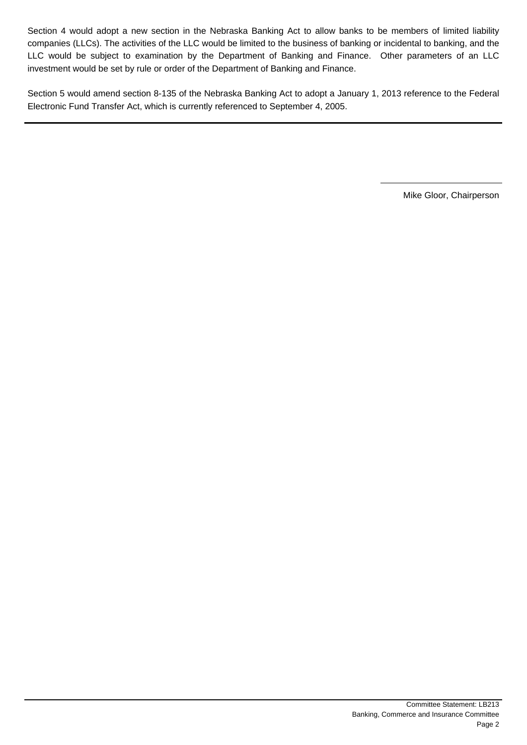Section 4 would adopt a new section in the Nebraska Banking Act to allow banks to be members of limited liability companies (LLCs). The activities of the LLC would be limited to the business of banking or incidental to banking, and the LLC would be subject to examination by the Department of Banking and Finance. Other parameters of an LLC investment would be set by rule or order of the Department of Banking and Finance.

Section 5 would amend section 8-135 of the Nebraska Banking Act to adopt a January 1, 2013 reference to the Federal Electronic Fund Transfer Act, which is currently referenced to September 4, 2005.

---

Mike Gloor, Chairperson